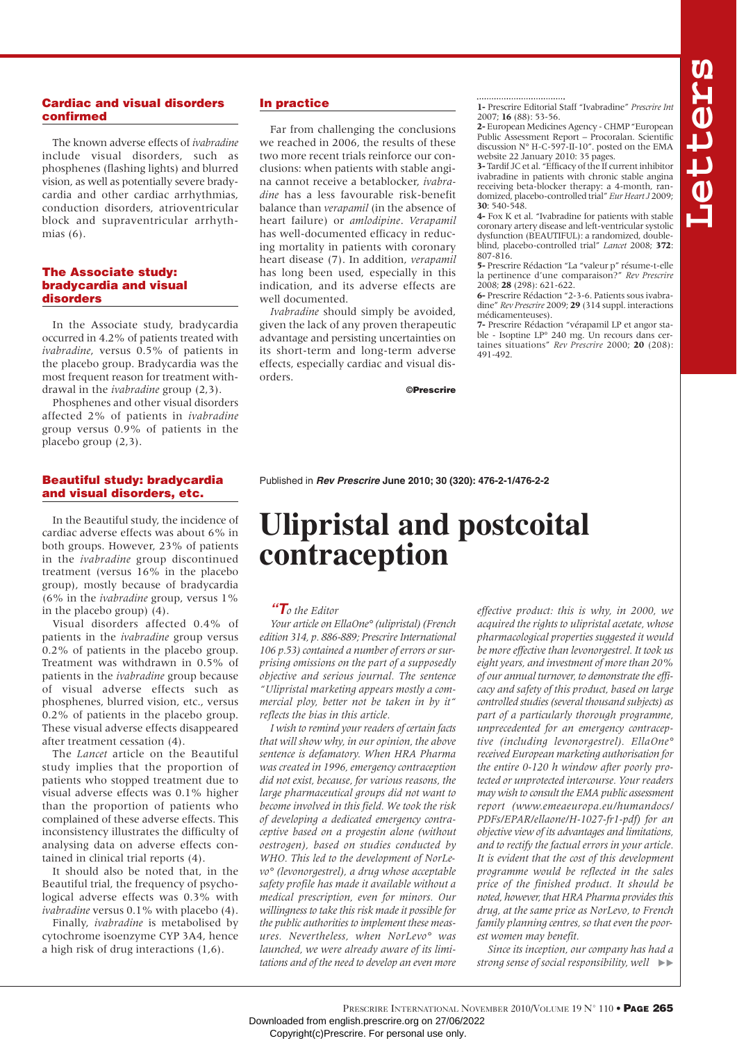## Cardiac and visual disorders confirmed

The known adverse effects of *ivabradine* include visual disorders, such as phosphenes (flashing lights) and blurred vision, as well as potentially severe bradycardia and other cardiac arrhythmias, conduction disorders, atrioventricular block and supraventricular arrhythmias (6).

## The Associate study: bradycardia and visual disorders

In the Associate study, bradycardia occurred in 4.2% of patients treated with *ivabradine*, versus 0.5% of patients in the placebo group. Bradycardia was the most frequent reason for treatment withdrawal in the *ivabradine* group (2,3).

Phosphenes and other visual disorders affected 2% of patients in *ivabradine* group versus 0.9% of patients in the placebo group (2,3).

## Beautiful study: bradycardia and visual disorders, etc.

In the Beautiful study, the incidence of cardiac adverse effects was about 6% in both groups. However, 23% of patients in the *ivabradine* group discontinued treatment (versus 16% in the placebo group), mostly because of bradycardia (6% in the *ivabradine* group, versus 1% in the placebo group) (4).

Visual disorders affected 0.4% of patients in the *ivabradine* group versus 0.2% of patients in the placebo group. Treatment was withdrawn in 0.5% of patients in the *ivabradine* group because of visual adverse effects such as phosphenes, blurred vision, etc., versus 0.2% of patients in the placebo group. These visual adverse effects disappeared after treatment cessation (4).

The *Lancet* article on the Beautiful study implies that the proportion of patients who stopped treatment due to visual adverse effects was 0.1% higher than the proportion of patients who complained of these adverse effects. This inconsistency illustrates the difficulty of analysing data on adverse effects contained in clinical trial reports (4).

It should also be noted that, in the Beautiful trial, the frequency of psychological adverse effects was 0.3% with *ivabradine* versus 0.1% with placebo (4).

Finally, *ivabradine* is metabolised by cytochrome isoenzyme CYP 3A4, hence a high risk of drug interactions (1,6).

## In practice

Far from challenging the conclusions we reached in 2006, the results of these two more recent trials reinforce our conclusions: when patients with stable angina cannot receive a betablocker, *ivabradine* has a less favourable risk-benefit balance than *verapamil* (in the absence of heart failure) or *amlodipine*. *Verapamil* has well-documented efficacy in reducing mortality in patients with coronary heart disease (7). In addition, *verapamil* has long been used, especially in this indication, and its adverse effects are well documented.

*Ivabradine* should simply be avoided, given the lack of any proven therapeutic advantage and persisting uncertainties on its short-term and long-term adverse effects, especially cardiac and visual disorders.

**©Prescrire**

1- Prescrire Editorial Staff "Ivabradine" *Prescrire Int* 2007; **16** (88): 53-56.
2- European Medicines Agency - CHMP "European Public Assessment Report – Procoralan. Scientific discussion N° H-C-597-II-10". posted on the EMA website 22 January 2010: 35 pages.
3- Tardif JC et al. "Efficacy of the If current inhibitor ivabradine in patients with chronic stable angina receiving beta-blocker therapy: a 4-month, randomized, placebo-controlled trial" *Eur Heart J* 2009; **30**: 540-548.
4- Fox K et al. "Ivabradine for patients with stable coronary artery disease and left-ventricular systolic dysfunction (BEAUTIFUL): a randomized, double-blind, placebo-controlled trial" *Lancet* 2008; **372**: 807-816.
5- Prescrire Rédaction "La "valeur p" résume-t-elle la pertinence d'une comparaison?" *Rev Prescrire* 2008; **28** (298): 621-622.
6- Prescrire Rédaction "2-3-6. Patients sous ivabradine" *Rev Prescrire* 2009; **29** (314 suppl. interactions médicamenteuses).
7- Prescrire Rédaction "vérapamil LP et angor stable - Isoptine LP° 240 mg. Un recours dans certaines situations" *Rev Prescrire* 2000; **20** (208): 491-492.

Published in ***Rev Prescrire*** **June 2010; 30 (320): 476-2-1/476-2-2**

# Ulipristal and postcoital contraception

***"T****o the Editor*

*Your article on EllaOne° (ulipristal) (French edition 314, p. 886-889; Prescrire International 106 p.53) contained a number of errors or surprising omissions on the part of a supposedly objective and serious journal. The sentence "Ulipristal marketing appears mostly a commercial ploy, better not be taken in by it" reflects the bias in this article.*

*I wish to remind your readers of certain facts that will show why, in our opinion, the above sentence is defamatory. When HRA Pharma was created in 1996, emergency contraception did not exist, because, for various reasons, the large pharmaceutical groups did not want to become involved in this field. We took the risk of developing a dedicated emergency contraceptive based on a progestin alone (without oestrogen), based on studies conducted by WHO. This led to the development of NorLevo° (levonorgestrel), a drug whose acceptable safety profile has made it available without a medical prescription, even for minors. Our willingness to take this risk made it possible for the public authorities to implement these measures. Nevertheless, when NorLevo° was launched, we were already aware of its limitations and of the need to develop an even more effective product: this is why, in 2000, we acquired the rights to ulipristal acetate, whose pharmacological properties suggested it would be more effective than levonorgestrel. It took us eight years, and investment of more than 20% of our annual turnover, to demonstrate the efficacy and safety of this product, based on large controlled studies (several thousand subjects) as part of a particularly thorough programme, unprecedented for an emergency contraceptive (including levonorgestrel). EllaOne° received European marketing authorisation for the entire 0-120 h window after poorly protected or unprotected intercourse. Your readers may wish to consult the EMA public assessment report (www.emeaeuropa.eu/humandocs/PDFs/EPAR/ellaone/H-1027-fr1-pdf) for an objective view of its advantages and limitations, and to rectify the factual errors in your article. It is evident that the cost of this development programme would be reflected in the sales price of the finished product. It should be noted, however, that HRA Pharma provides this drug, at the same price as NorLevo, to French family planning centres, so that even the poorest women may benefit.*

*Since its inception, our company has had a strong sense of social responsibility, well* ►►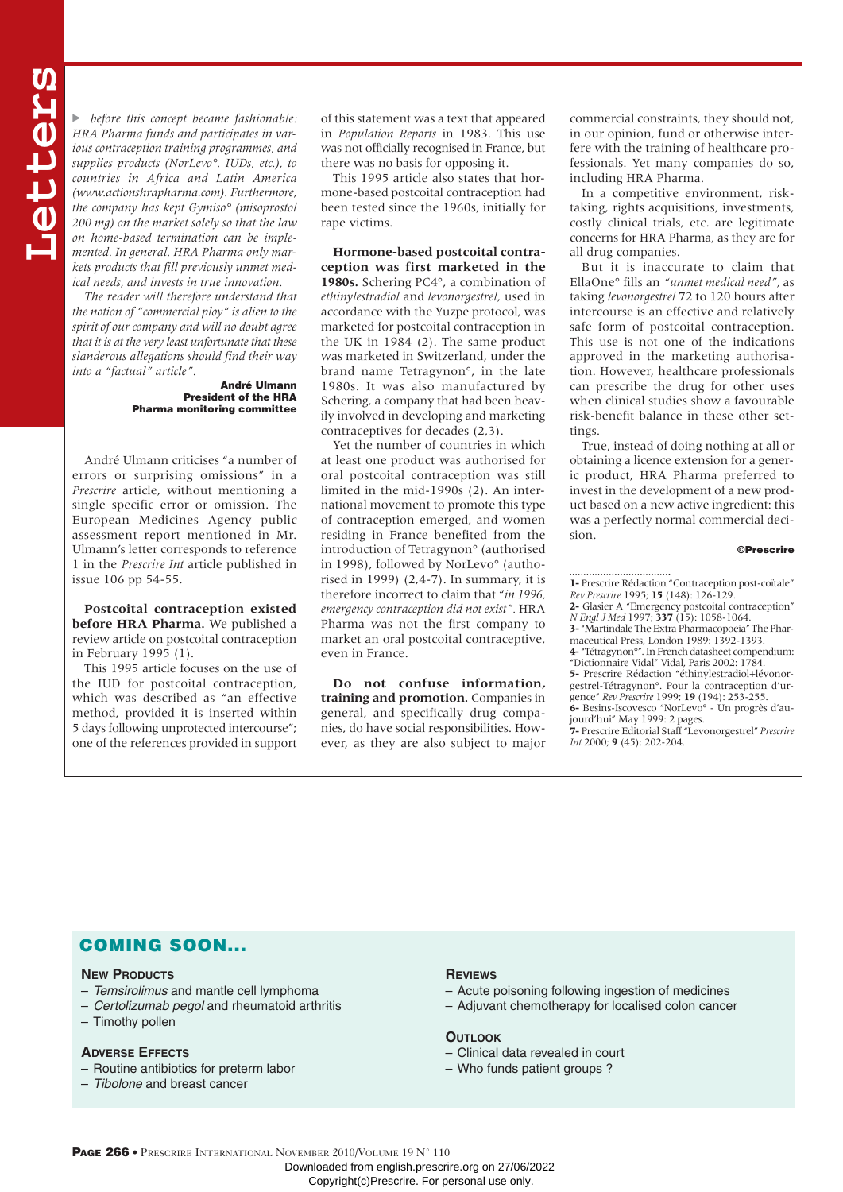*before this concept became fashionable: HRA Pharma funds and participates in various contraception training programmes, and supplies products (NorLevo°, IUDs, etc.), to countries in Africa and Latin America (www.actionshrapharma.com). Furthermore, the company has kept Gymiso° (misoprostol 200 mg) on the market solely so that the law on home-based termination can be implemented. In general, HRA Pharma only markets products that fill previously unmet medical needs, and invests in true innovation.*

*The reader will therefore understand that the notion of "commercial ploy" is alien to the spirit of our company and will no doubt agree that it is at the very least unfortunate that these slanderous allegations should find their way into a "factual" article".*

**André Ulmann**
**President of the HRA Pharma monitoring committee**

André Ulmann criticises "a number of errors or surprising omissions" in a *Prescrire* article, without mentioning a single specific error or omission. The European Medicines Agency public assessment report mentioned in Mr. Ulmann's letter corresponds to reference 1 in the *Prescrire Int* article published in issue 106 pp 54-55.

**Postcoital contraception existed before HRA Pharma.** We published a review article on postcoital contraception in February 1995 (1).

This 1995 article focuses on the use of the IUD for postcoital contraception, which was described as "an effective method, provided it is inserted within 5 days following unprotected intercourse"; one of the references provided in support of this statement was a text that appeared in *Population Reports* in 1983. This use was not officially recognised in France, but there was no basis for opposing it.

This 1995 article also states that hormone-based postcoital contraception had been tested since the 1960s, initially for rape victims.

**Hormone-based postcoital contraception was first marketed in the 1980s.** Schering PC4°, a combination of *ethinylestradiol* and *levonorgestrel*, used in accordance with the Yuzpe protocol, was marketed for postcoital contraception in the UK in 1984 (2). The same product was marketed in Switzerland, under the brand name Tetragynon°, in the late 1980s. It was also manufactured by Schering, a company that had been heavily involved in developing and marketing contraceptives for decades (2,3).

Yet the number of countries in which at least one product was authorised for oral postcoital contraception was still limited in the mid-1990s (2). An international movement to promote this type of contraception emerged, and women residing in France benefited from the introduction of Tetragynon° (authorised in 1998), followed by NorLevo° (authorised in 1999) (2,4-7). In summary, it is therefore incorrect to claim that "*in 1996, emergency contraception did not exist*". HRA Pharma was not the first company to market an oral postcoital contraceptive, even in France.

**Do not confuse information, training and promotion.** Companies in general, and specifically drug companies, do have social responsibilities. However, as they are also subject to major commercial constraints, they should not, in our opinion, fund or otherwise interfere with the training of healthcare professionals. Yet many companies do so, including HRA Pharma.

In a competitive environment, risk-taking, rights acquisitions, investments, costly clinical trials, etc. are legitimate concerns for HRA Pharma, as they are for all drug companies.

But it is inaccurate to claim that EllaOne° fills an "*unmet medical need*", as taking *levonorgestrel* 72 to 120 hours after intercourse is an effective and relatively safe form of postcoital contraception. This use is not one of the indications approved in the marketing authorisation. However, healthcare professionals can prescribe the drug for other uses when clinical studies show a favourable risk-benefit balance in these other settings.

True, instead of doing nothing at all or obtaining a licence extension for a generic product, HRA Pharma preferred to invest in the development of a new product based on a new active ingredient: this was a perfectly normal commercial decision.

**©Prescrire**

1- Prescrire Rédaction "Contraception post-coïtale" *Rev Prescrire* 1995; **15** (148): 126-129.
2- Glasier A "Emergency postcoital contraception" *N Engl J Med* 1997; **337** (15): 1058-1064.
3- "Martindale The Extra Pharmacopoeia" The Pharmaceutical Press, London 1989: 1392-1393.
4- "Tétragynon°". In French datasheet compendium: "Dictionnaire Vidal" Vidal, Paris 2002: 1784.
5- Prescrire Rédaction "éthinylestradiol+lévonorgestrel-Tétragynon°. Pour la contraception d'urgence" *Rev Prescrire* 1999; **19** (194): 253-255.
6- Besins-Iscovesco "NorLevo° - Un progrès d'aujourd'hui" May 1999: 2 pages.
7- Prescrire Editorial Staff "Levonorgestrel" *Prescrire Int* 2000; **9** (45): 202-204.

## COMING SOON...

**New Products**
- *Temsirolimus* and mantle cell lymphoma
- *Certolizumab pegol* and rheumatoid arthritis
- Timothy pollen

**Adverse Effects**
- Routine antibiotics for preterm labor
- *Tibolone* and breast cancer

**Reviews**
- Acute poisoning following ingestion of medicines
- Adjuvant chemotherapy for localised colon cancer

**Outlook**
- Clinical data revealed in court
- Who funds patient groups ?